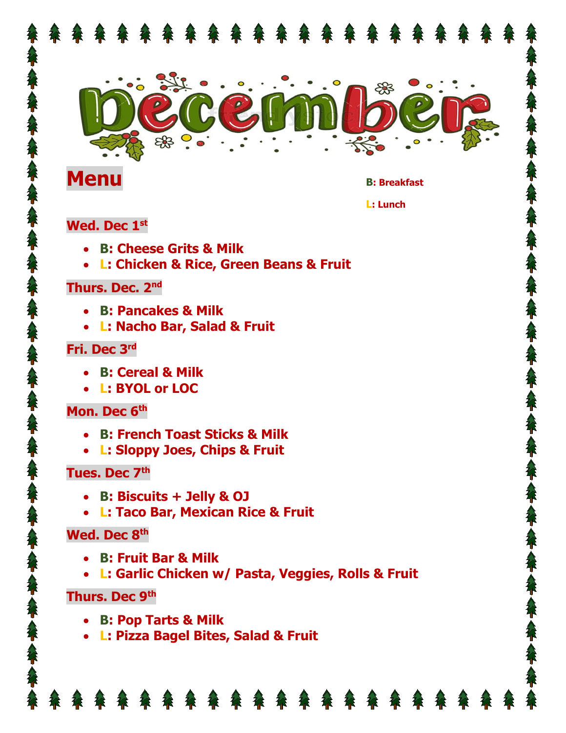# December

## Menu

**B: Breakfast**

**L: Lunch**

### Wed. Dec 1st

- **B: Cheese Grits & Milk**
- **L: Chicken & Rice, Green Beans & Fruit**

### Thurs. Dec. 2nd

- **B: Pancakes & Milk**
- **L: Nacho Bar, Salad & Fruit**

### Fri. Dec 3rd

- **B: Cereal & Milk**
- **L: BYOL or LOC**

### Mon. Dec 6th

- **B: French Toast Sticks & Milk**
- **L: Sloppy Joes, Chips & Fruit**

### Tues. Dec 7th

- **B: Biscuits + Jelly & OJ**
- **L: Taco Bar, Mexican Rice & Fruit**

### Wed. Dec 8th

- **B: Fruit Bar & Milk**
- **L: Garlic Chicken w/ Pasta, Veggies, Rolls & Fruit**

### Thurs. Dec 9th

- **B: Pop Tarts & Milk**
- **L: Pizza Bagel Bites, Salad & Fruit**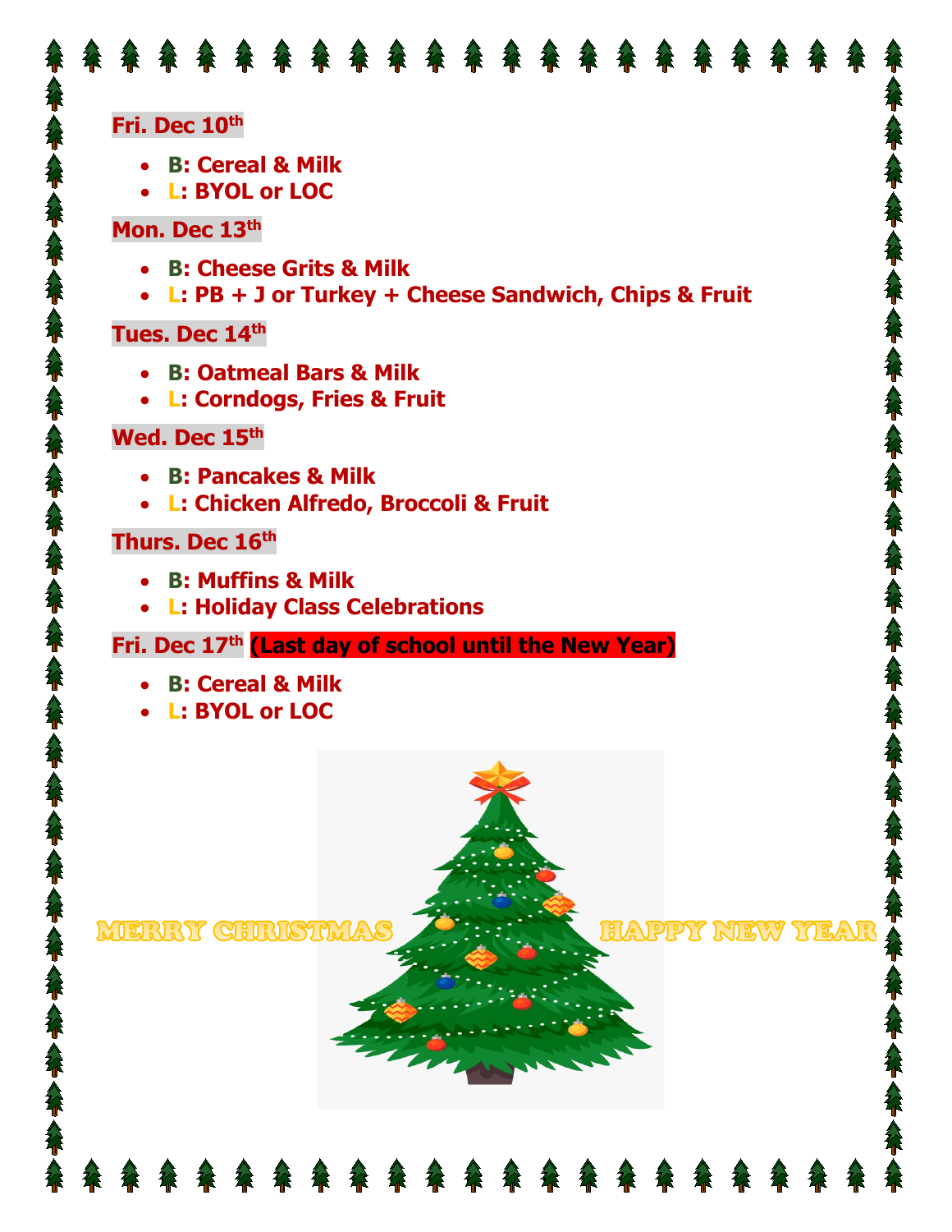**Fri. Dec 10th**

- **B: Cereal & Milk**
- **L: BYOL or LOC**

**Mon. Dec 13th**

- **B: Cheese Grits & Milk**
- **L: PB + J or Turkey + Cheese Sandwich, Chips & Fruit**

**Tues. Dec 14th**

- **B: Oatmeal Bars & Milk**
- **L: Corndogs, Fries & Fruit**

**Wed. Dec 15th**

- **B: Pancakes & Milk**
- **L: Chicken Alfredo, Broccoli & Fruit**

**Thurs. Dec 16th**

- **B: Muffins & Milk**
- **L: Holiday Class Celebrations**

**Fri. Dec 17th (Last day of school until the New Year)**

- **B: Cereal & Milk**
- **L: BYOL or LOC**

MERRY CHRISTMAS

HAPPY NEW YEAR